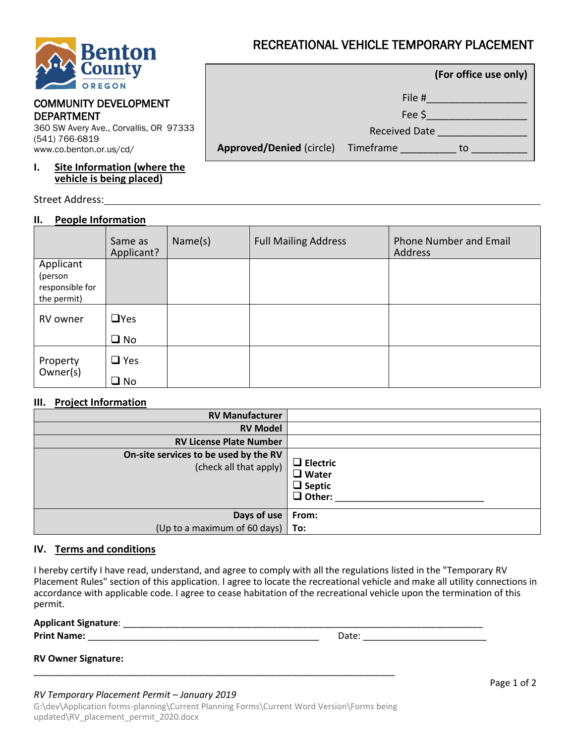Benton County OREGON

COMMUNITY DEVELOPMENT DEPARTMENT
360 SW Avery Ave., Corvallis, OR 97333
(541) 766-6819
www.co.benton.or.us/cd/

# RECREATIONAL VEHICLE TEMPORARY PLACEMENT

**(For office use only)**

File #\_\_\_\_\_\_\_\_\_\_\_\_\_\_\_\_\_

Fee $\_\_\_\_\_\_\_\_\_\_\_\_\_\_\_\_\_

Received Date \_\_\_\_\_\_\_\_\_\_\_\_\_\_\_

**Approved/Denied** (circle) Timeframe \_\_\_\_\_\_\_\_\_\_ to \_\_\_\_\_\_\_\_\_\_

## I. Site Information (where the vehicle is being placed)

Street Address: \_\_\_\_\_\_\_\_\_\_\_\_\_\_\_\_\_\_\_\_\_\_\_\_\_\_\_\_\_\_\_\_\_\_\_\_\_\_\_\_\_\_\_\_

## II. People Information

| | Same as Applicant? | Name(s) | Full Mailing Address | Phone Number and Email Address |
|---|---|---|---|---|
| Applicant (person responsible for the permit) | | | | |
| RV owner | ❑ Yes ❑ No | | | |
| Property Owner(s) | ❑ Yes ❑ No | | | |

## III. Project Information

| | |
|---|---|
| **RV Manufacturer** | |
| **RV Model** | |
| **RV License Plate Number** | |
| **On-site services to be used by the RV** (check all that apply) | ❑ **Electric** ❑ **Water** ❑ **Septic** ❑ **Other:** \_\_\_\_\_\_\_\_\_\_\_\_\_\_\_\_\_\_\_\_\_\_\_\_\_\_\_\_ |
| **Days of use** (Up to a maximum of 60 days) | **From:** **To:** |

## IV. Terms and conditions

I hereby certify I have read, understand, and agree to comply with all the regulations listed in the "Temporary RV Placement Rules" section of this application. I agree to locate the recreational vehicle and make all utility connections in accordance with applicable code. I agree to cease habitation of the recreational vehicle upon the termination of this permit.

**Applicant Signature**: \_\_\_\_\_\_\_\_\_\_\_\_\_\_\_\_\_\_\_\_\_\_\_\_\_\_\_\_\_\_\_\_\_\_\_\_\_\_\_\_\_\_\_\_\_\_\_\_\_\_\_\_\_\_\_\_\_\_\_\_\_\_\_\_\_\_\_\_\_\_\_\_

**Print Name:** \_\_\_\_\_\_\_\_\_\_\_\_\_\_\_\_\_\_\_\_\_\_\_\_\_\_\_\_\_\_\_\_\_\_\_\_\_\_\_\_\_\_\_\_\_\_ Date: \_\_\_\_\_\_\_\_\_\_\_\_\_\_\_\_\_\_\_\_\_\_\_\_\_

**RV Owner Signature:**

\_\_\_\_\_\_\_\_\_\_\_\_\_\_\_\_\_\_\_\_\_\_\_\_\_\_\_\_\_\_\_\_\_\_\_\_\_\_\_\_\_\_\_\_\_\_\_\_\_\_\_\_\_\_\_\_\_\_\_\_\_\_\_\_\_\_\_\_\_\_\_\_\_\_\_

*RV Temporary Placement Permit – January 2019*
G:\dev\Application forms-planning\Current Planning Forms\Current Word Version\Forms being updated\RV_placement_permit_2020.docx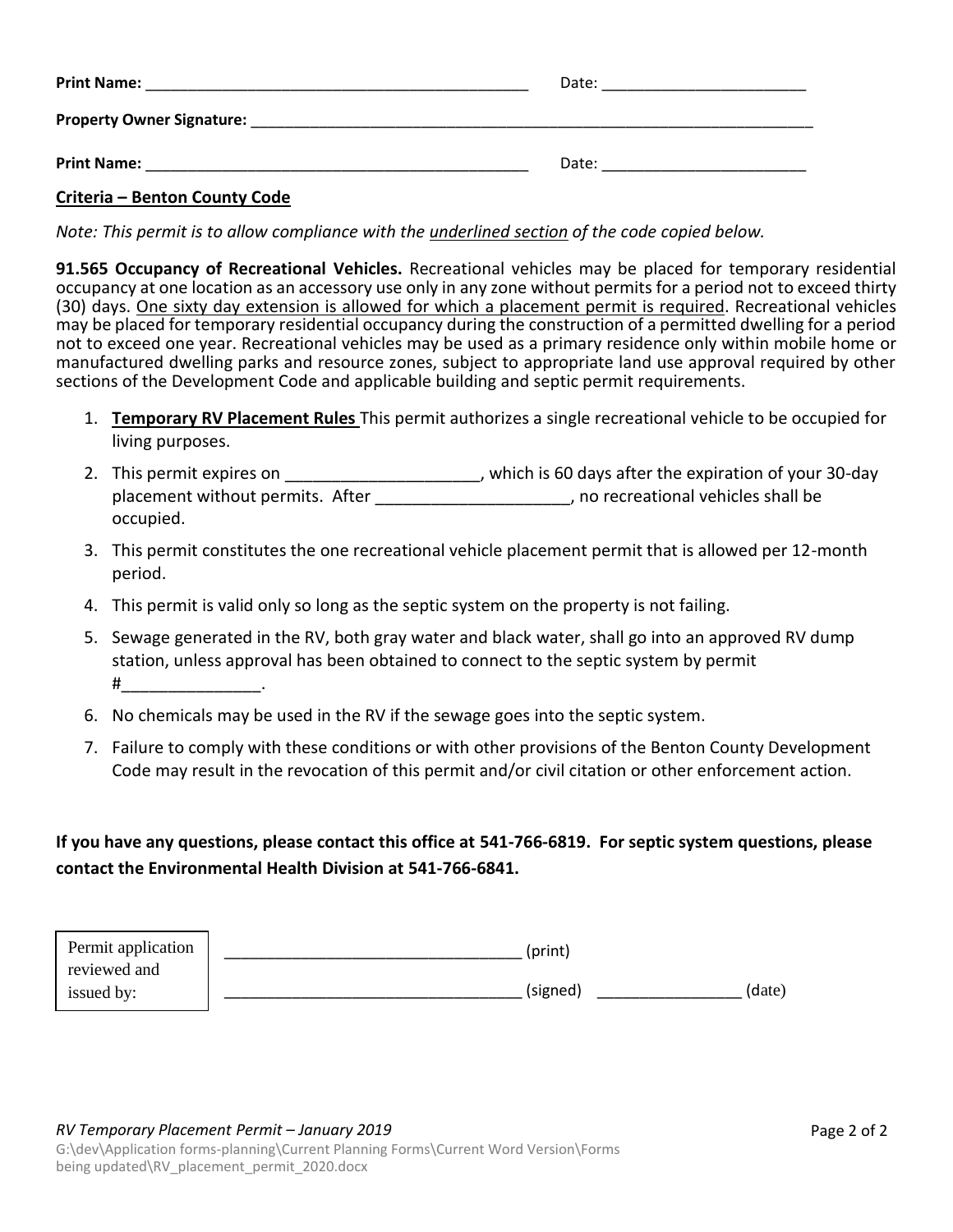**Print Name:** ______________________________________________ Date: ________________________

**Property Owner Signature:** ______________________________________________________________________

**Print Name:** ______________________________________________ Date: ________________________

**Criteria – Benton County Code**

*Note: This permit is to allow compliance with the underlined section of the code copied below.*

**91.565 Occupancy of Recreational Vehicles.** Recreational vehicles may be placed for temporary residential occupancy at one location as an accessory use only in any zone without permits for a period not to exceed thirty (30) days. One sixty day extension is allowed for which a placement permit is required. Recreational vehicles may be placed for temporary residential occupancy during the construction of a permitted dwelling for a period not to exceed one year. Recreational vehicles may be used as a primary residence only within mobile home or manufactured dwelling parks and resource zones, subject to appropriate land use approval required by other sections of the Development Code and applicable building and septic permit requirements.

1. **Temporary RV Placement Rules** This permit authorizes a single recreational vehicle to be occupied for living purposes.
2. This permit expires on _____________________, which is 60 days after the expiration of your 30-day placement without permits. After _____________________, no recreational vehicles shall be occupied.
3. This permit constitutes the one recreational vehicle placement permit that is allowed per 12-month period.
4. This permit is valid only so long as the septic system on the property is not failing.
5. Sewage generated in the RV, both gray water and black water, shall go into an approved RV dump station, unless approval has been obtained to connect to the septic system by permit #_______________.
6. No chemicals may be used in the RV if the sewage goes into the septic system.
7. Failure to comply with these conditions or with other provisions of the Benton County Development Code may result in the revocation of this permit and/or civil citation or other enforcement action.

**If you have any questions, please contact this office at 541-766-6819. For septic system questions, please contact the Environmental Health Division at 541-766-6841.**

Permit application reviewed and issued by:

__________________________________ (print)

__________________________________ (signed) ________________ (date)

*RV Temporary Placement Permit – January 2019*

G:\dev\Application forms-planning\Current Planning Forms\Current Word Version\Forms being updated\RV_placement_permit_2020.docx